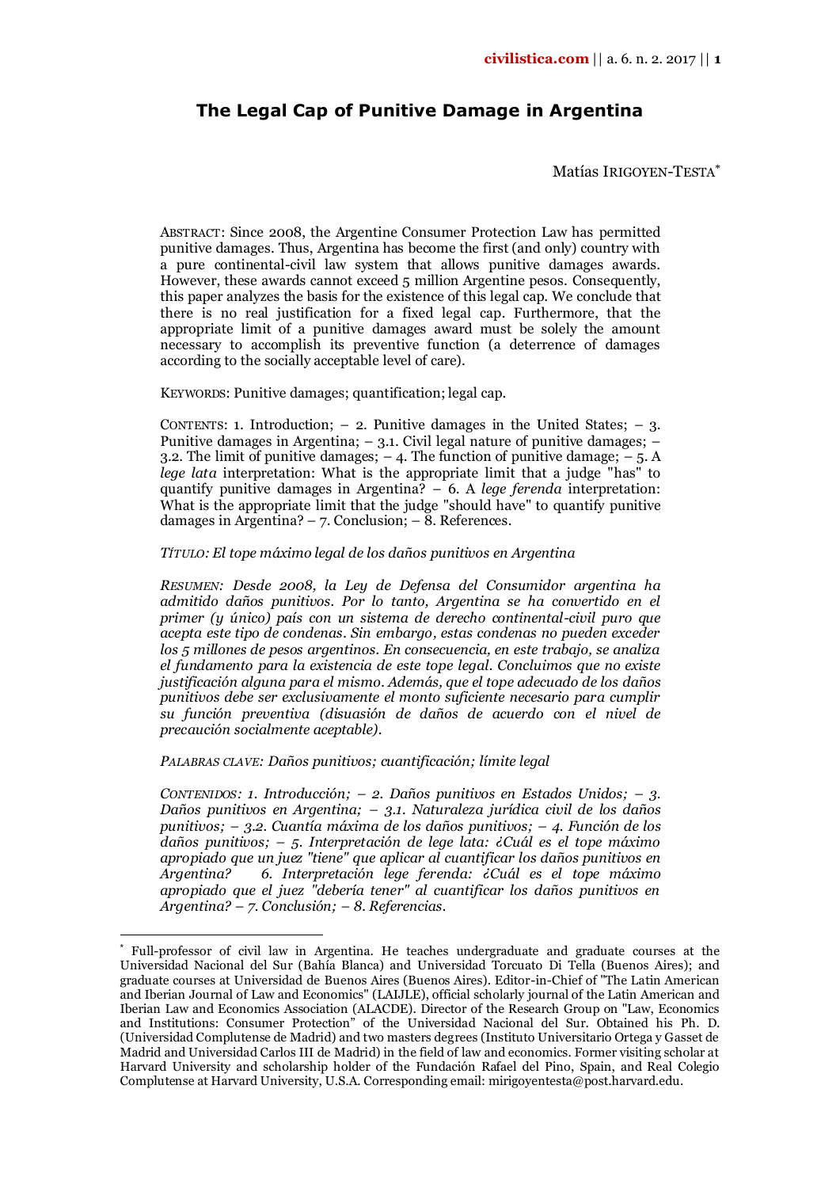# The Legal Cap of Punitive Damage in Argentina

Matías IRIGOYEN-TESTA[*]

ABSTRACT: Since 2008, the Argentine Consumer Protection Law has permitted punitive damages. Thus, Argentina has become the first (and only) country with a pure continental-civil law system that allows punitive damages awards. However, these awards cannot exceed 5 million Argentine pesos. Consequently, this paper analyzes the basis for the existence of this legal cap. We conclude that there is no real justification for a fixed legal cap. Furthermore, that the appropriate limit of a punitive damages award must be solely the amount necessary to accomplish its preventive function (a deterrence of damages according to the socially acceptable level of care).

KEYWORDS: Punitive damages; quantification; legal cap.

CONTENTS: 1. Introduction; – 2. Punitive damages in the United States; – 3. Punitive damages in Argentina; – 3.1. Civil legal nature of punitive damages; – 3.2. The limit of punitive damages; – 4. The function of punitive damage; – 5. A *lege lata* interpretation: What is the appropriate limit that a judge "has" to quantify punitive damages in Argentina? – 6. A *lege ferenda* interpretation: What is the appropriate limit that the judge "should have" to quantify punitive damages in Argentina? – 7. Conclusion; – 8. References.

*TÍTULO: El tope máximo legal de los daños punitivos en Argentina*

*RESUMEN: Desde 2008, la Ley de Defensa del Consumidor argentina ha admitido daños punitivos. Por lo tanto, Argentina se ha convertido en el primer (y único) país con un sistema de derecho continental-civil puro que acepta este tipo de condenas. Sin embargo, estas condenas no pueden exceder los 5 millones de pesos argentinos. En consecuencia, en este trabajo, se analiza el fundamento para la existencia de este tope legal. Concluimos que no existe justificación alguna para el mismo. Además, que el tope adecuado de los daños punitivos debe ser exclusivamente el monto suficiente necesario para cumplir su función preventiva (disuasión de daños de acuerdo con el nivel de precaución socialmente aceptable).*

*PALABRAS CLAVE: Daños punitivos; cuantificación; límite legal*

*CONTENIDOS: 1. Introducción; – 2. Daños punitivos en Estados Unidos; – 3. Daños punitivos en Argentina; – 3.1. Naturaleza jurídica civil de los daños punitivos; – 3.2. Cuantía máxima de los daños punitivos; – 4. Función de los daños punitivos; – 5. Interpretación de lege lata: ¿Cuál es el tope máximo apropiado que un juez "tiene" que aplicar al cuantificar los daños punitivos en Argentina? 6. Interpretación lege ferenda: ¿Cuál es el tope máximo apropiado que el juez "debería tener" al cuantificar los daños punitivos en Argentina? – 7. Conclusión; – 8. Referencias.*

---

[*] Full-professor of civil law in Argentina. He teaches undergraduate and graduate courses at the Universidad Nacional del Sur (Bahía Blanca) and Universidad Torcuato Di Tella (Buenos Aires); and graduate courses at Universidad de Buenos Aires (Buenos Aires). Editor-in-Chief of "The Latin American and Iberian Journal of Law and Economics" (LAIJLE), official scholarly journal of the Latin American and Iberian Law and Economics Association (ALACDE). Director of the Research Group on "Law, Economics and Institutions: Consumer Protection" of the Universidad Nacional del Sur. Obtained his Ph. D. (Universidad Complutense de Madrid) and two masters degrees (Instituto Universitario Ortega y Gasset de Madrid and Universidad Carlos III de Madrid) in the field of law and economics. Former visiting scholar at Harvard University and scholarship holder of the Fundación Rafael del Pino, Spain, and Real Colegio Complutense at Harvard University, U.S.A. Corresponding email: mirigoyentesta@post.harvard.edu.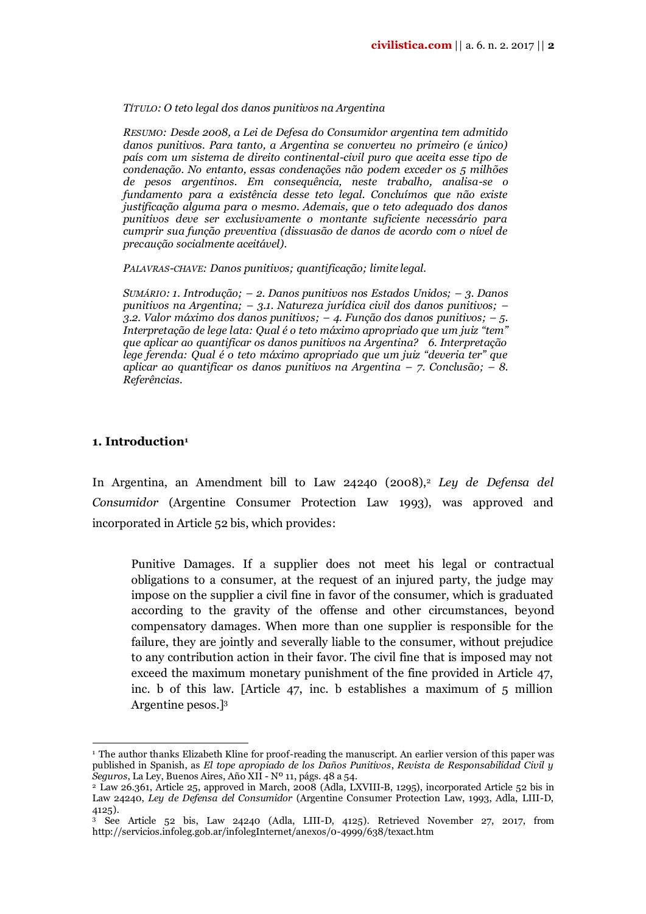*Título: O teto legal dos danos punitivos na Argentina*

*Resumo: Desde 2008, a Lei de Defesa do Consumidor argentina tem admitido danos punitivos. Para tanto, a Argentina se converteu no primeiro (e único) país com um sistema de direito continental-civil puro que aceita esse tipo de condenação. No entanto, essas condenações não podem exceder os 5 milhões de pesos argentinos. Em consequência, neste trabalho, analisa-se o fundamento para a existência desse teto legal. Concluímos que não existe justificação alguma para o mesmo. Ademais, que o teto adequado dos danos punitivos deve ser exclusivamente o montante suficiente necessário para cumprir sua função preventiva (dissuasão de danos de acordo com o nível de precaução socialmente aceitável).*

*Palavras-chave: Danos punitivos; quantificação; limite legal.*

*Sumário: 1. Introdução; – 2. Danos punitivos nos Estados Unidos; – 3. Danos punitivos na Argentina; – 3.1. Natureza jurídica civil dos danos punitivos; – 3.2. Valor máximo dos danos punitivos; – 4. Função dos danos punitivos; – 5. Interpretação de lege lata: Qual é o teto máximo apropriado que um juiz "tem" que aplicar ao quantificar os danos punitivos na Argentina? 6. Interpretação lege ferenda: Qual é o teto máximo apropriado que um juiz "deveria ter" que aplicar ao quantificar os danos punitivos na Argentina – 7. Conclusão; – 8. Referências.*

## 1. Introduction[1]

In Argentina, an Amendment bill to Law 24240 (2008),[2] *Ley de Defensa del Consumidor* (Argentine Consumer Protection Law 1993), was approved and incorporated in Article 52 bis, which provides:

> Punitive Damages. If a supplier does not meet his legal or contractual obligations to a consumer, at the request of an injured party, the judge may impose on the supplier a civil fine in favor of the consumer, which is graduated according to the gravity of the offense and other circumstances, beyond compensatory damages. When more than one supplier is responsible for the failure, they are jointly and severally liable to the consumer, without prejudice to any contribution action in their favor. The civil fine that is imposed may not exceed the maximum monetary punishment of the fine provided in Article 47, inc. b of this law. [Article 47, inc. b establishes a maximum of 5 million Argentine pesos.][3]

---

[1] The author thanks Elizabeth Kline for proof-reading the manuscript. An earlier version of this paper was published in Spanish, as *El tope apropiado de los Daños Punitivos*, *Revista de Responsabilidad Civil y Seguros*, La Ley, Buenos Aires, Año XII - Nº 11, págs. 48 a 54.

[2] Law 26.361, Article 25, approved in March, 2008 (Adla, LXVIII-B, 1295), incorporated Article 52 bis in Law 24240, *Ley de Defensa del Consumidor* (Argentine Consumer Protection Law, 1993, Adla, LIII-D, 4125).

[3] See Article 52 bis, Law 24240 (Adla, LIII-D, 4125). Retrieved November 27, 2017, from http://servicios.infoleg.gob.ar/infolegInternet/anexos/0-4999/638/texact.htm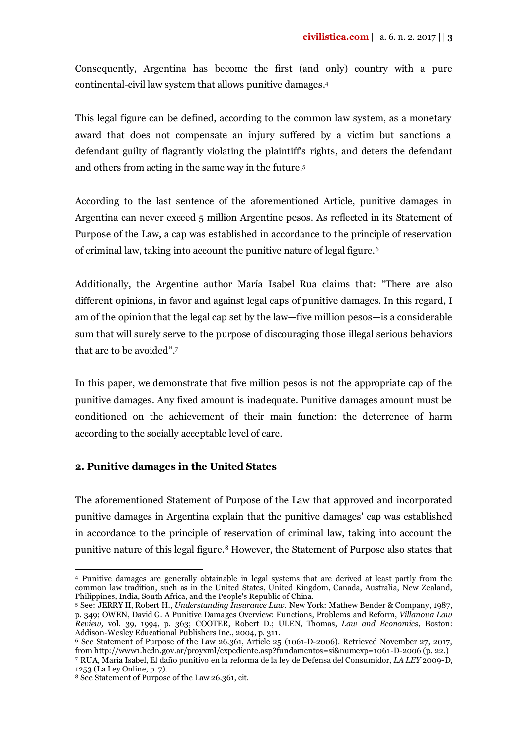Consequently, Argentina has become the first (and only) country with a pure continental-civil law system that allows punitive damages.[4]

This legal figure can be defined, according to the common law system, as a monetary award that does not compensate an injury suffered by a victim but sanctions a defendant guilty of flagrantly violating the plaintiff's rights, and deters the defendant and others from acting in the same way in the future.[5]

According to the last sentence of the aforementioned Article, punitive damages in Argentina can never exceed 5 million Argentine pesos. As reflected in its Statement of Purpose of the Law, a cap was established in accordance to the principle of reservation of criminal law, taking into account the punitive nature of legal figure.[6]

Additionally, the Argentine author María Isabel Rua claims that: "There are also different opinions, in favor and against legal caps of punitive damages. In this regard, I am of the opinion that the legal cap set by the law—five million pesos—is a considerable sum that will surely serve to the purpose of discouraging those illegal serious behaviors that are to be avoided".[7]

In this paper, we demonstrate that five million pesos is not the appropriate cap of the punitive damages. Any fixed amount is inadequate. Punitive damages amount must be conditioned on the achievement of their main function: the deterrence of harm according to the socially acceptable level of care.

## 2. Punitive damages in the United States

The aforementioned Statement of Purpose of the Law that approved and incorporated punitive damages in Argentina explain that the punitive damages' cap was established in accordance to the principle of reservation of criminal law, taking into account the punitive nature of this legal figure.[8] However, the Statement of Purpose also states that

---

[4] Punitive damages are generally obtainable in legal systems that are derived at least partly from the common law tradition, such as in the United States, United Kingdom, Canada, Australia, New Zealand, Philippines, India, South Africa, and the People's Republic of China.

[5] See: JERRY II, Robert H., *Understanding Insurance Law*. New York: Mathew Bender & Company, 1987, p. 349; OWEN, David G. A Punitive Damages Overview: Functions, Problems and Reform, *Villanova Law Review*, vol. 39, 1994, p. 363; COOTER, Robert D.; ULEN, Thomas, *Law and Economics*, Boston: Addison-Wesley Educational Publishers Inc., 2004, p. 311.

[6] See Statement of Purpose of the Law 26.361, Article 25 (1061-D-2006). Retrieved November 27, 2017, from http://www1.hcdn.gov.ar/proyxml/expediente.asp?fundamentos=si&numexp=1061-D-2006 (p. 22.)

[7] RUA, María Isabel, El daño punitivo en la reforma de la ley de Defensa del Consumidor, *LA LEY* 2009-D, 1253 (La Ley Online, p. 7).

[8] See Statement of Purpose of the Law 26.361, cit.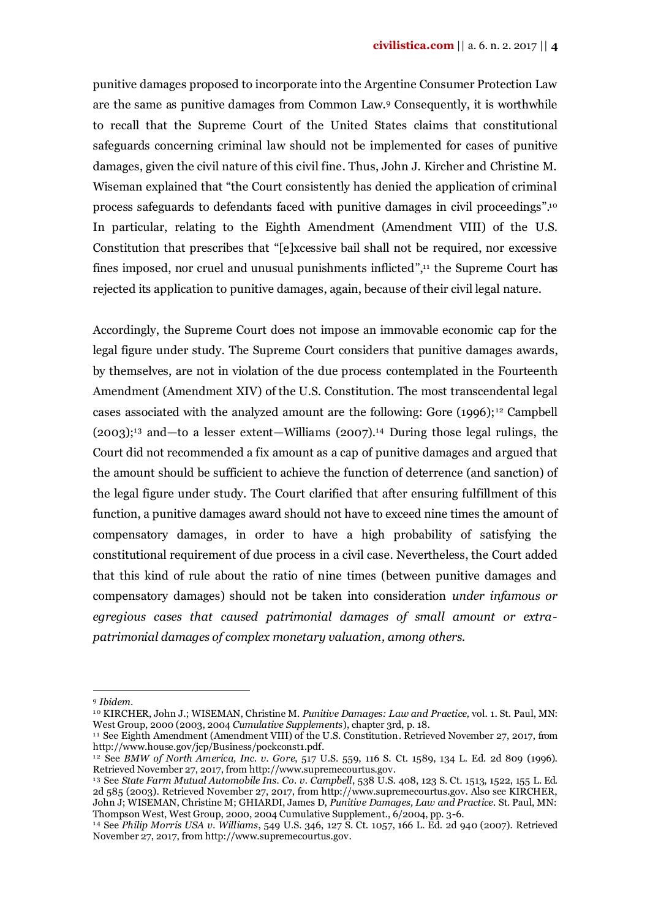punitive damages proposed to incorporate into the Argentine Consumer Protection Law are the same as punitive damages from Common Law.[9] Consequently, it is worthwhile to recall that the Supreme Court of the United States claims that constitutional safeguards concerning criminal law should not be implemented for cases of punitive damages, given the civil nature of this civil fine. Thus, John J. Kircher and Christine M. Wiseman explained that "the Court consistently has denied the application of criminal process safeguards to defendants faced with punitive damages in civil proceedings".[10] In particular, relating to the Eighth Amendment (Amendment VIII) of the U.S. Constitution that prescribes that "[e]xcessive bail shall not be required, nor excessive fines imposed, nor cruel and unusual punishments inflicted",[11] the Supreme Court has rejected its application to punitive damages, again, because of their civil legal nature.

Accordingly, the Supreme Court does not impose an immovable economic cap for the legal figure under study. The Supreme Court considers that punitive damages awards, by themselves, are not in violation of the due process contemplated in the Fourteenth Amendment (Amendment XIV) of the U.S. Constitution. The most transcendental legal cases associated with the analyzed amount are the following: Gore (1996);[12] Campbell (2003);[13] and—to a lesser extent—Williams (2007).[14] During those legal rulings, the Court did not recommended a fix amount as a cap of punitive damages and argued that the amount should be sufficient to achieve the function of deterrence (and sanction) of the legal figure under study. The Court clarified that after ensuring fulfillment of this function, a punitive damages award should not have to exceed nine times the amount of compensatory damages, in order to have a high probability of satisfying the constitutional requirement of due process in a civil case. Nevertheless, the Court added that this kind of rule about the ratio of nine times (between punitive damages and compensatory damages) should not be taken into consideration *under infamous or egregious cases that caused patrimonial damages of small amount or extra-patrimonial damages of complex monetary valuation, among others.*

---

[9] *Ibidem.*

[10] KIRCHER, John J.; WISEMAN, Christine M. *Punitive Damages: Law and Practice,* vol. 1. St. Paul, MN: West Group, 2000 (2003, 2004 *Cumulative Supplements*), chapter 3rd, p. 18.

[11] See Eighth Amendment (Amendment VIII) of the U.S. Constitution. Retrieved November 27, 2017, from http://www.house.gov/jcp/Business/pockconst1.pdf.

[12] See *BMW of North America, Inc. v. Gore*, 517 U.S. 559, 116 S. Ct. 1589, 134 L. Ed. 2d 809 (1996). Retrieved November 27, 2017, from http://www.supremecourtus.gov.

[13] See *State Farm Mutual Automobile Ins. Co. v. Campbell*, 538 U.S. 408, 123 S. Ct. 1513, 1522, 155 L. Ed. 2d 585 (2003). Retrieved November 27, 2017, from http://www.supremecourtus.gov. Also see KIRCHER, John J; WISEMAN, Christine M; GHIARDI, James D, *Punitive Damages, Law and Practice*. St. Paul, MN: Thompson West, West Group, 2000, 2004 Cumulative Supplement., 6/2004, pp. 3-6.

[14] See *Philip Morris USA v. Williams*, 549 U.S. 346, 127 S. Ct. 1057, 166 L. Ed. 2d 940 (2007). Retrieved November 27, 2017, from http://www.supremecourtus.gov.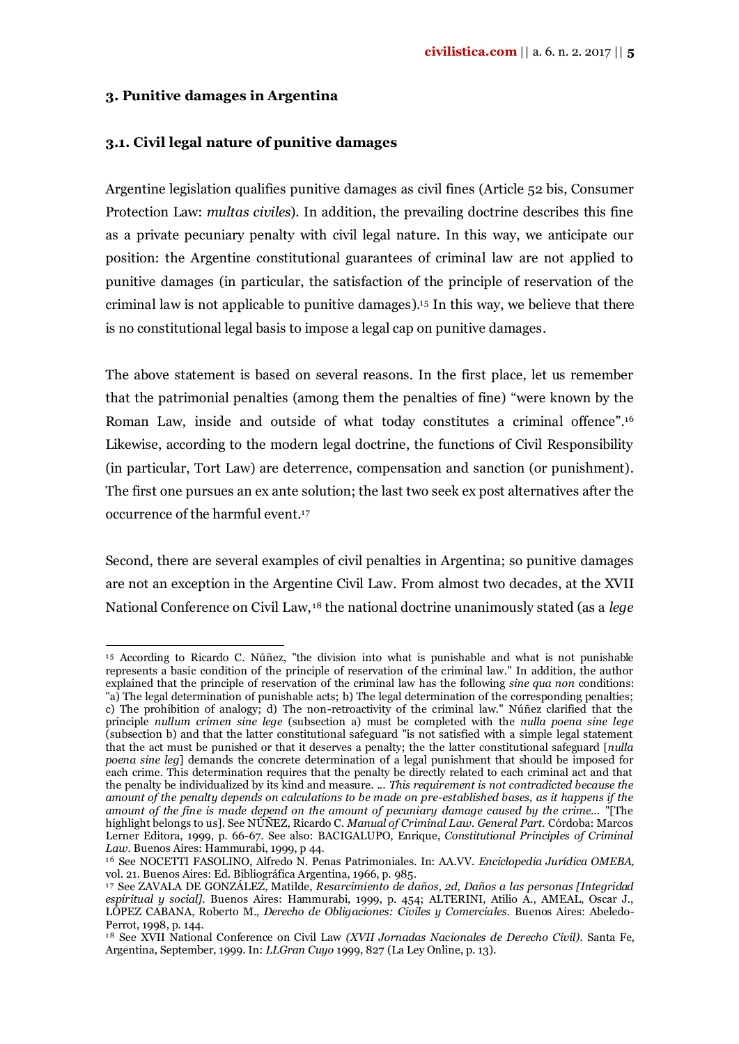## 3. Punitive damages in Argentina

### 3.1. Civil legal nature of punitive damages

Argentine legislation qualifies punitive damages as civil fines (Article 52 bis, Consumer Protection Law: *multas civiles*). In addition, the prevailing doctrine describes this fine as a private pecuniary penalty with civil legal nature. In this way, we anticipate our position: the Argentine constitutional guarantees of criminal law are not applied to punitive damages (in particular, the satisfaction of the principle of reservation of the criminal law is not applicable to punitive damages).[15] In this way, we believe that there is no constitutional legal basis to impose a legal cap on punitive damages.

The above statement is based on several reasons. In the first place, let us remember that the patrimonial penalties (among them the penalties of fine) "were known by the Roman Law, inside and outside of what today constitutes a criminal offence".[16] Likewise, according to the modern legal doctrine, the functions of Civil Responsibility (in particular, Tort Law) are deterrence, compensation and sanction (or punishment). The first one pursues an ex ante solution; the last two seek ex post alternatives after the occurrence of the harmful event.[17]

Second, there are several examples of civil penalties in Argentina; so punitive damages are not an exception in the Argentine Civil Law. From almost two decades, at the XVII National Conference on Civil Law,[18] the national doctrine unanimously stated (as a *lege*

---

[15] According to Ricardo C. Núñez, "the division into what is punishable and what is not punishable represents a basic condition of the principle of reservation of the criminal law." In addition, the author explained that the principle of reservation of the criminal law has the following *sine qua non* conditions: "a) The legal determination of punishable acts; b) The legal determination of the corresponding penalties; c) The prohibition of analogy; d) The non-retroactivity of the criminal law." Núñez clarified that the principle *nullum crimen sine lege* (subsection a) must be completed with the *nulla poena sine lege* (subsection b) and that the latter constitutional safeguard "is not satisfied with a simple legal statement that the act must be punished or that it deserves a penalty; the the latter constitutional safeguard [*nulla poena sine leg*] demands the concrete determination of a legal punishment that should be imposed for each crime. This determination requires that the penalty be directly related to each criminal act and that the penalty be individualized by its kind and measure. ... *This requirement is not contradicted because the amount of the penalty depends on calculations to be made on pre-established bases, as it happens if the amount of the fine is made depend on the amount of pecuniary damage caused by the crime...* "[The highlight belongs to us]. See NÚÑEZ, Ricardo C. *Manual of Criminal Law. General Part.* Córdoba: Marcos Lerner Editora, 1999, p. 66-67. See also: BACIGALUPO, Enrique, *Constitutional Principles of Criminal Law*. Buenos Aires: Hammurabi, 1999, p 44.

[16] See NOCETTI FASOLINO, Alfredo N. Penas Patrimoniales. In: AA.VV. *Enciclopedia Jurídica OMEBA,* vol. 21. Buenos Aires: Ed. Bibliográfica Argentina, 1966, p. 985.

[17] See ZAVALA DE GONZÁLEZ, Matilde, *Resarcimiento de daños, 2d, Daños a las personas [Integridad espiritual y social].* Buenos Aires: Hammurabi, 1999, p. 454; ALTERINI, Atilio A., AMEAL, Oscar J., LÓPEZ CABANA, Roberto M., *Derecho de Obligaciones: Civiles y Comerciales.* Buenos Aires: Abeledo-Perrot, 1998, p. 144.

[18] See XVII National Conference on Civil Law *(XVII Jornadas Nacionales de Derecho Civil).* Santa Fe, Argentina, September, 1999. In: *LLGran Cuyo* 1999, 827 (La Ley Online, p. 13).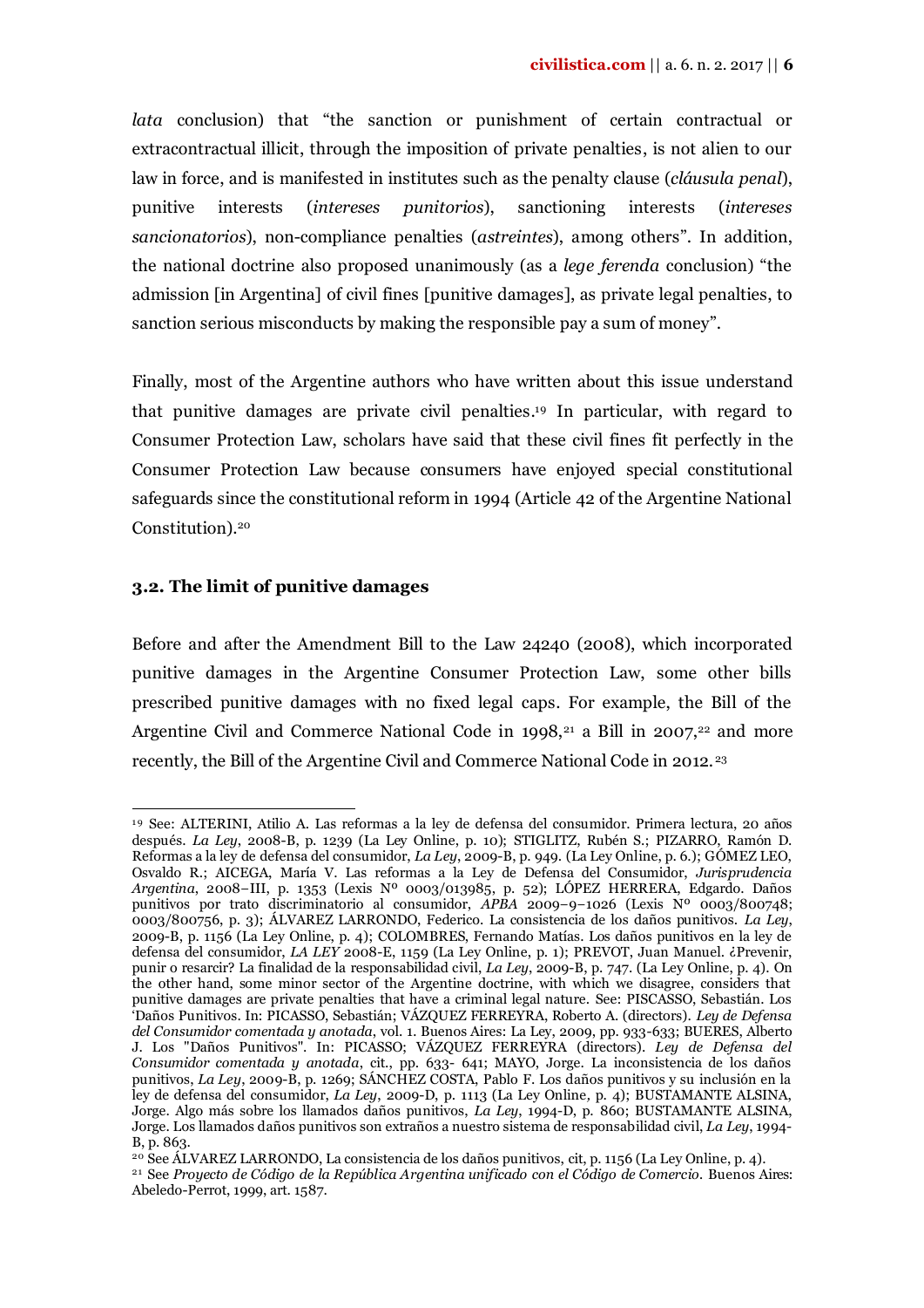*lata* conclusion) that "the sanction or punishment of certain contractual or extracontractual illicit, through the imposition of private penalties, is not alien to our law in force, and is manifested in institutes such as the penalty clause (*cláusula penal*), punitive interests (*intereses punitorios*), sanctioning interests (*intereses sancionatorios*), non-compliance penalties (*astreintes*), among others". In addition, the national doctrine also proposed unanimously (as a *lege ferenda* conclusion) "the admission [in Argentina] of civil fines [punitive damages], as private legal penalties, to sanction serious misconducts by making the responsible pay a sum of money".

Finally, most of the Argentine authors who have written about this issue understand that punitive damages are private civil penalties.[19] In particular, with regard to Consumer Protection Law, scholars have said that these civil fines fit perfectly in the Consumer Protection Law because consumers have enjoyed special constitutional safeguards since the constitutional reform in 1994 (Article 42 of the Argentine National Constitution).[20]

### 3.2. The limit of punitive damages

Before and after the Amendment Bill to the Law 24240 (2008), which incorporated punitive damages in the Argentine Consumer Protection Law, some other bills prescribed punitive damages with no fixed legal caps. For example, the Bill of the Argentine Civil and Commerce National Code in 1998,[21] a Bill in 2007,[22] and more recently, the Bill of the Argentine Civil and Commerce National Code in 2012.[23]

---

[19] See: ALTERINI, Atilio A. Las reformas a la ley de defensa del consumidor. Primera lectura, 20 años después. *La Ley*, 2008-B, p. 1239 (La Ley Online, p. 10); STIGLITZ, Rubén S.; PIZARRO, Ramón D. Reformas a la ley de defensa del consumidor, *La Ley*, 2009-B, p. 949. (La Ley Online, p. 6.); GÓMEZ LEO, Osvaldo R.; AICEGA, María V. Las reformas a la Ley de Defensa del Consumidor, *Jurisprudencia Argentina*, 2008–III, p. 1353 (Lexis Nº 0003/013985, p. 52); LÓPEZ HERRERA, Edgardo. Daños punitivos por trato discriminatorio al consumidor, *APBA* 2009–9–1026 (Lexis Nº 0003/800748; 0003/800756, p. 3); ÁLVAREZ LARRONDO, Federico. La consistencia de los daños punitivos. *La Ley*, 2009-B, p. 1156 (La Ley Online, p. 4); COLOMBRES, Fernando Matías. Los daños punitivos en la ley de defensa del consumidor, *LA LEY* 2008-E, 1159 (La Ley Online, p. 1); PREVOT, Juan Manuel. ¿Prevenir, punir o resarcir? La finalidad de la responsabilidad civil, *La Ley*, 2009-B, p. 747. (La Ley Online, p. 4). On the other hand, some minor sector of the Argentine doctrine, with which we disagree, considers that punitive damages are private penalties that have a criminal legal nature. See: PISCASSO, Sebastián. Los 'Daños Punitivos. In: PICASSO, Sebastián; VÁZQUEZ FERREYRA, Roberto A. (directors). *Ley de Defensa del Consumidor comentada y anotada*, vol. 1. Buenos Aires: La Ley, 2009, pp. 933-633; BUERES, Alberto J. Los "Daños Punitivos". In: PICASSO; VÁZQUEZ FERREYRA (directors). *Ley de Defensa del Consumidor comentada y anotada*, cit., pp. 633- 641; MAYO, Jorge. La inconsistencia de los daños punitivos, *La Ley*, 2009-B, p. 1269; SÁNCHEZ COSTA, Pablo F. Los daños punitivos y su inclusión en la ley de defensa del consumidor, *La Ley*, 2009-D, p. 1113 (La Ley Online, p. 4); BUSTAMANTE ALSINA, Jorge. Algo más sobre los llamados daños punitivos, *La Ley*, 1994-D, p. 860; BUSTAMANTE ALSINA, Jorge. Los llamados daños punitivos son extraños a nuestro sistema de responsabilidad civil, *La Ley*, 1994-B, p. 863.

[20] See ÁLVAREZ LARRONDO, La consistencia de los daños punitivos, cit, p. 1156 (La Ley Online, p. 4).

[21] See *Proyecto de Código de la República Argentina unificado con el Código de Comercio*. Buenos Aires: Abeledo-Perrot, 1999, art. 1587.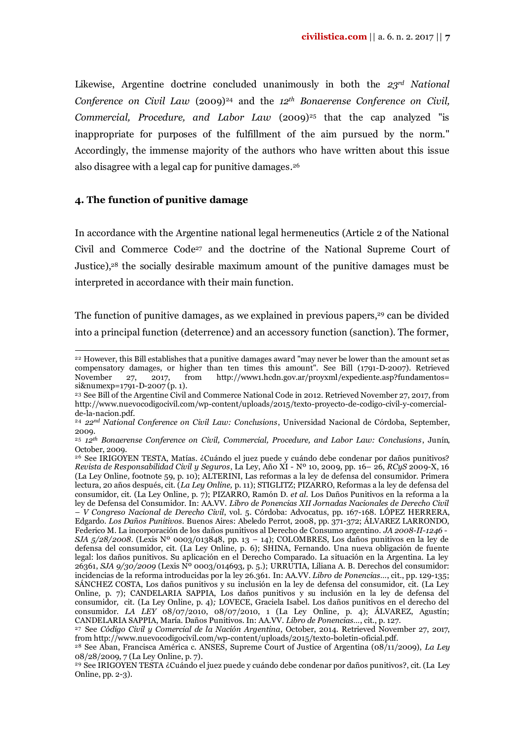Likewise, Argentine doctrine concluded unanimously in both the *23rd National Conference on Civil Law* (2009)[24] and the *12th Bonaerense Conference on Civil, Commercial, Procedure, and Labor Law* (2009)[25] that the cap analyzed "is inappropriate for purposes of the fulfillment of the aim pursued by the norm." Accordingly, the immense majority of the authors who have written about this issue also disagree with a legal cap for punitive damages.[26]

## 4. The function of punitive damage

In accordance with the Argentine national legal hermeneutics (Article 2 of the National Civil and Commerce Code[27] and the doctrine of the National Supreme Court of Justice),[28] the socially desirable maximum amount of the punitive damages must be interpreted in accordance with their main function.

The function of punitive damages, as we explained in previous papers,[29] can be divided into a principal function (deterrence) and an accessory function (sanction). The former,

---

[22] However, this Bill establishes that a punitive damages award "may never be lower than the amount set as compensatory damages, or higher than ten times this amount". See Bill (1791-D-2007). Retrieved November 27, 2017, from http://www1.hcdn.gov.ar/proyxml/expediente.asp?fundamentos=si&numexp=1791-D-2007 (p. 1).

[23] See Bill of the Argentine Civil and Commerce National Code in 2012. Retrieved November 27, 2017, from http://www.nuevocodigocivil.com/wp-content/uploads/2015/texto-proyecto-de-codigo-civil-y-comercial-de-la-nacion.pdf.

[24] *22nd National Conference on Civil Law: Conclusions*, Universidad Nacional de Córdoba, September, 2009.

[25] *12th Bonaerense Conference on Civil, Commercial, Procedure, and Labor Law: Conclusions*, Junín, October, 2009.

[26] See IRIGOYEN TESTA, Matías. ¿Cuándo el juez puede y cuándo debe condenar por daños punitivos? *Revista de Responsabilidad Civil y Seguros*, La Ley, Año XI - Nº 10, 2009, pp. 16– 26, *RCyS* 2009-X, 16 (La Ley Online, footnote 59, p. 10); ALTERINI, Las reformas a la ley de defensa del consumidor. Primera lectura, 20 años después, cit. (*La Ley Online,* p. 11); STIGLITZ; PIZARRO, Reformas a la ley de defensa del consumidor, cit. (La Ley Online, p. 7); PIZARRO, Ramón D. *et al.* Los Daños Punitivos en la reforma a la ley de Defensa del Consumidor. In: AA.VV. *Libro de Ponencias XII Jornadas Nacionales de Derecho Civil – V Congreso Nacional de Derecho Civil*, vol. 5. Córdoba: Advocatus, pp. 167-168. LÓPEZ HERRERA, Edgardo. *Los Daños Punitivos*. Buenos Aires: Abeledo Perrot, 2008, pp. 371-372; ÁLVAREZ LARRONDO, Federico M. La incorporación de los daños punitivos al Derecho de Consumo argentino. *JA 2008-II-1246 - SJA 5/28/2008*. (Lexis Nº 0003/013848, pp. 13 – 14); COLOMBRES, Los daños punitivos en la ley de defensa del consumidor, cit. (La Ley Online, p. 6); SHINA, Fernando. Una nueva obligación de fuente legal: los daños punitivos. Su aplicación en el Derecho Comparado. La situación en la Argentina. La ley 26361, *SJA 9/30/2009* (Lexis Nº 0003/014693, p. 5.); URRUTIA, Liliana A. B. Derechos del consumidor: incidencias de la reforma introducidas por la ley 26.361. In: AA.VV. *Libro de Ponencias…*, cit., pp. 129-135; SÁNCHEZ COSTA, Los daños punitivos y su inclusión en la ley de defensa del consumidor, cit. (La Ley Online, p. 7); CANDELARIA SAPPIA, Los daños punitivos y su inclusión en la ley de defensa del consumidor, cit. (La Ley Online, p. 4); LOVECE, Graciela Isabel. Los daños punitivos en el derecho del consumidor. *LA LEY* 08/07/2010, 08/07/2010, 1 (La Ley Online, p. 4); ÁLVAREZ, Agustín; CANDELARIA SAPPIA, María. Daños Punitivos. In: AA.VV. *Libro de Ponencias…*, cit., p. 127.

[27] See *Código Civil y Comercial de la Nación Argentina*, October, 2014. Retrieved November 27, 2017, from http://www.nuevocodigocivil.com/wp-content/uploads/2015/texto-boletin-oficial.pdf.

[28] See Aban, Francisca América c. ANSES, Supreme Court of Justice of Argentina (08/11/2009), *La Ley* 08/28/2009, 7 (La Ley Online, p. 7).

[29] See IRIGOYEN TESTA ¿Cuándo el juez puede y cuándo debe condenar por daños punitivos?, cit. (La Ley Online, pp. 2-3).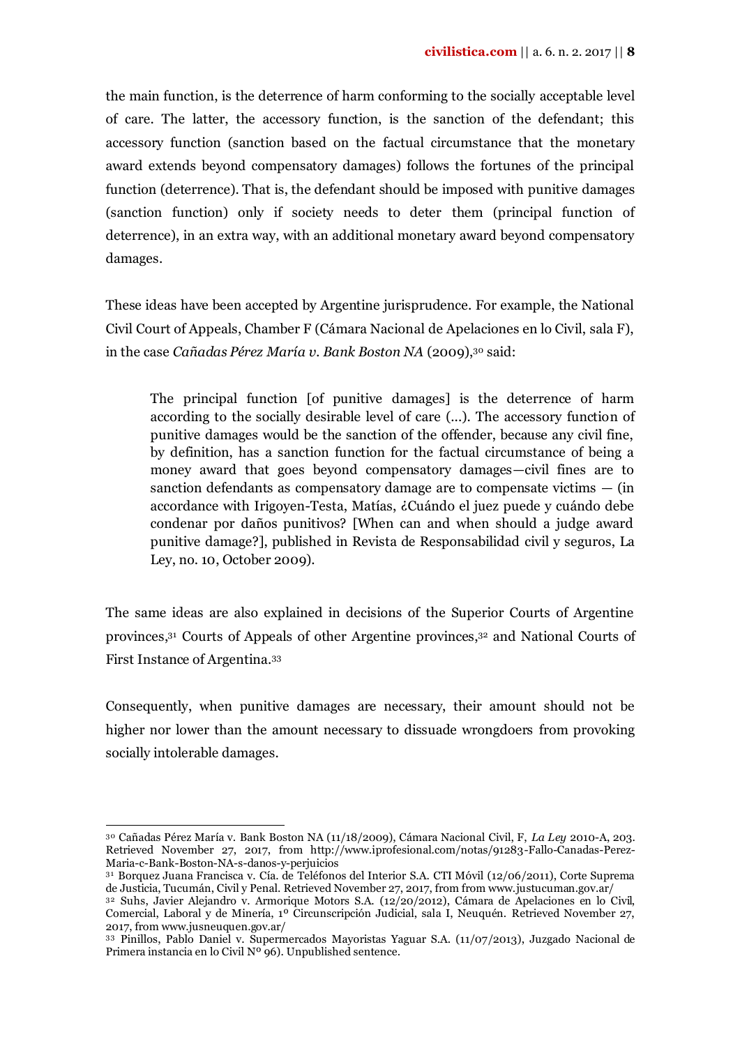the main function, is the deterrence of harm conforming to the socially acceptable level of care. The latter, the accessory function, is the sanction of the defendant; this accessory function (sanction based on the factual circumstance that the monetary award extends beyond compensatory damages) follows the fortunes of the principal function (deterrence). That is, the defendant should be imposed with punitive damages (sanction function) only if society needs to deter them (principal function of deterrence), in an extra way, with an additional monetary award beyond compensatory damages.

These ideas have been accepted by Argentine jurisprudence. For example, the National Civil Court of Appeals, Chamber F (Cámara Nacional de Apelaciones en lo Civil, sala F), in the case *Cañadas Pérez María v. Bank Boston NA* (2009),[30] said:

> The principal function [of punitive damages] is the deterrence of harm according to the socially desirable level of care (…). The accessory function of punitive damages would be the sanction of the offender, because any civil fine, by definition, has a sanction function for the factual circumstance of being a money award that goes beyond compensatory damages—civil fines are to sanction defendants as compensatory damage are to compensate victims — (in accordance with Irigoyen-Testa, Matías, ¿Cuándo el juez puede y cuándo debe condenar por daños punitivos? [When can and when should a judge award punitive damage?], published in Revista de Responsabilidad civil y seguros, La Ley, no. 10, October 2009).

The same ideas are also explained in decisions of the Superior Courts of Argentine provinces,[31] Courts of Appeals of other Argentine provinces,[32] and National Courts of First Instance of Argentina.[33]

Consequently, when punitive damages are necessary, their amount should not be higher nor lower than the amount necessary to dissuade wrongdoers from provoking socially intolerable damages.

---

[30] Cañadas Pérez María v. Bank Boston NA (11/18/2009), Cámara Nacional Civil, F, *La Ley* 2010-A, 203. Retrieved November 27, 2017, from http://www.iprofesional.com/notas/91283-Fallo-Canadas-Perez-Maria-c-Bank-Boston-NA-s-danos-y-perjuicios

[31] Borquez Juana Francisca v. Cía. de Teléfonos del Interior S.A. CTI Móvil (12/06/2011), Corte Suprema de Justicia, Tucumán, Civil y Penal. Retrieved November 27, 2017, from from www.justucuman.gov.ar/

[32] Suhs, Javier Alejandro v. Armorique Motors S.A. (12/20/2012), Cámara de Apelaciones en lo Civil, Comercial, Laboral y de Minería, 1º Circunscripción Judicial, sala I, Neuquén. Retrieved November 27, 2017, from www.jusneuquen.gov.ar/

[33] Pinillos, Pablo Daniel v. Supermercados Mayoristas Yaguar S.A. (11/07/2013), Juzgado Nacional de Primera instancia en lo Civil Nº 96). Unpublished sentence.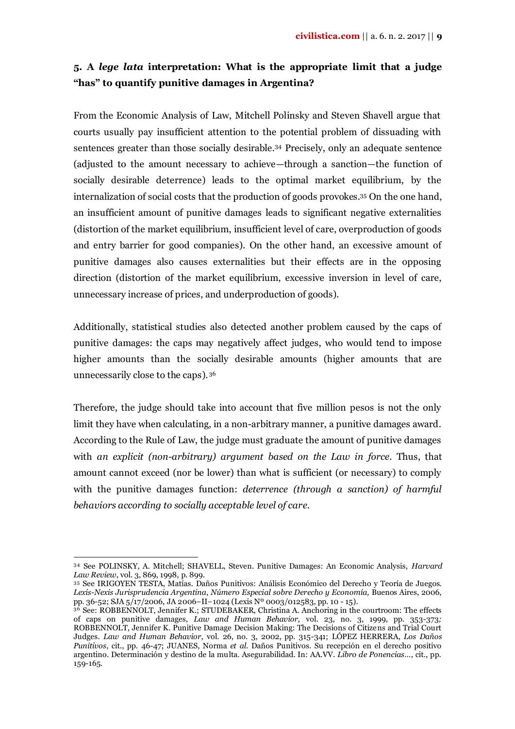## 5. A *lege lata* interpretation: What is the appropriate limit that a judge "has" to quantify punitive damages in Argentina?

From the Economic Analysis of Law, Mitchell Polinsky and Steven Shavell argue that courts usually pay insufficient attention to the potential problem of dissuading with sentences greater than those socially desirable.[34] Precisely, only an adequate sentence (adjusted to the amount necessary to achieve—through a sanction—the function of socially desirable deterrence) leads to the optimal market equilibrium, by the internalization of social costs that the production of goods provokes.[35] On the one hand, an insufficient amount of punitive damages leads to significant negative externalities (distortion of the market equilibrium, insufficient level of care, overproduction of goods and entry barrier for good companies). On the other hand, an excessive amount of punitive damages also causes externalities but their effects are in the opposing direction (distortion of the market equilibrium, excessive inversion in level of care, unnecessary increase of prices, and underproduction of goods).

Additionally, statistical studies also detected another problem caused by the caps of punitive damages: the caps may negatively affect judges, who would tend to impose higher amounts than the socially desirable amounts (higher amounts that are unnecessarily close to the caps).[36]

Therefore, the judge should take into account that five million pesos is not the only limit they have when calculating, in a non-arbitrary manner, a punitive damages award. According to the Rule of Law, the judge must graduate the amount of punitive damages with *an explicit (non-arbitrary) argument based on the Law in force*. Thus, that amount cannot exceed (nor be lower) than what is sufficient (or necessary) to comply with the punitive damages function: *deterrence (through a sanction) of harmful behaviors according to socially acceptable level of care*.

---

[34] See POLINSKY, A. Mitchell; SHAVELL, Steven. Punitive Damages: An Economic Analysis, *Harvard Law Review*, vol. 3, 869, 1998, p. 899.

[35] See IRIGOYEN TESTA, Matías. Daños Punitivos: Análisis Económico del Derecho y Teoría de Juegos. *Lexis-Nexis Jurisprudencia Argentina*, *Número Especial sobre Derecho y Economía,* Buenos Aires, 2006, pp. 36-52; SJA 5/17/2006, JA 2006–II–1024 (Lexis Nº 0003/012583, pp. 10 - 15).

[36] See: ROBBENNOLT, Jennifer K.; STUDEBAKER, Christina A. Anchoring in the courtroom: The effects of caps on punitive damages, *Law and Human Behavior,* vol. 23, no. 3, 1999, pp. 353-373*;* ROBBENNOLT, Jennifer K. Punitive Damage Decision Making: The Decisions of Citizens and Trial Court Judges. *Law and Human Behavior*, vol. 26, no. 3, 2002, pp. 315-341; LÓPEZ HERRERA, *Los Daños Punitivos*, cit., pp. 46-47; JUANES, Norma *et al.* Daños Punitivos. Su recepción en el derecho positivo argentino. Determinación y destino de la multa. Asegurabilidad. In: AA.VV. *Libro de Ponencias…*, cit., pp. 159-165.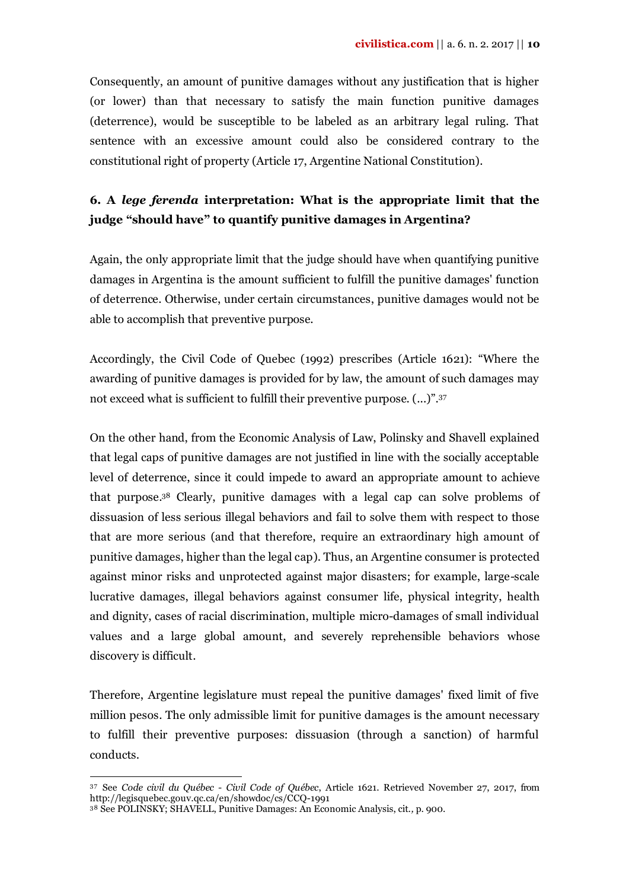Consequently, an amount of punitive damages without any justification that is higher (or lower) than that necessary to satisfy the main function punitive damages (deterrence), would be susceptible to be labeled as an arbitrary legal ruling. That sentence with an excessive amount could also be considered contrary to the constitutional right of property (Article 17, Argentine National Constitution).

## 6. A *lege ferenda* interpretation: What is the appropriate limit that the judge "should have" to quantify punitive damages in Argentina?

Again, the only appropriate limit that the judge should have when quantifying punitive damages in Argentina is the amount sufficient to fulfill the punitive damages' function of deterrence. Otherwise, under certain circumstances, punitive damages would not be able to accomplish that preventive purpose.

Accordingly, the Civil Code of Quebec (1992) prescribes (Article 1621): "Where the awarding of punitive damages is provided for by law, the amount of such damages may not exceed what is sufficient to fulfill their preventive purpose. (...)".[37]

On the other hand, from the Economic Analysis of Law, Polinsky and Shavell explained that legal caps of punitive damages are not justified in line with the socially acceptable level of deterrence, since it could impede to award an appropriate amount to achieve that purpose.[38] Clearly, punitive damages with a legal cap can solve problems of dissuasion of less serious illegal behaviors and fail to solve them with respect to those that are more serious (and that therefore, require an extraordinary high amount of punitive damages, higher than the legal cap). Thus, an Argentine consumer is protected against minor risks and unprotected against major disasters; for example, large-scale lucrative damages, illegal behaviors against consumer life, physical integrity, health and dignity, cases of racial discrimination, multiple micro-damages of small individual values and a large global amount, and severely reprehensible behaviors whose discovery is difficult.

Therefore, Argentine legislature must repeal the punitive damages' fixed limit of five million pesos. The only admissible limit for punitive damages is the amount necessary to fulfill their preventive purposes: dissuasion (through a sanction) of harmful conducts.

---

[37] See *Code civil du Québec - Civil Code of Québec*, Article 1621. Retrieved November 27, 2017, from http://legisquebec.gouv.qc.ca/en/showdoc/cs/CCQ-1991

[38] See POLINSKY; SHAVELL, Punitive Damages: An Economic Analysis, cit., p. 900.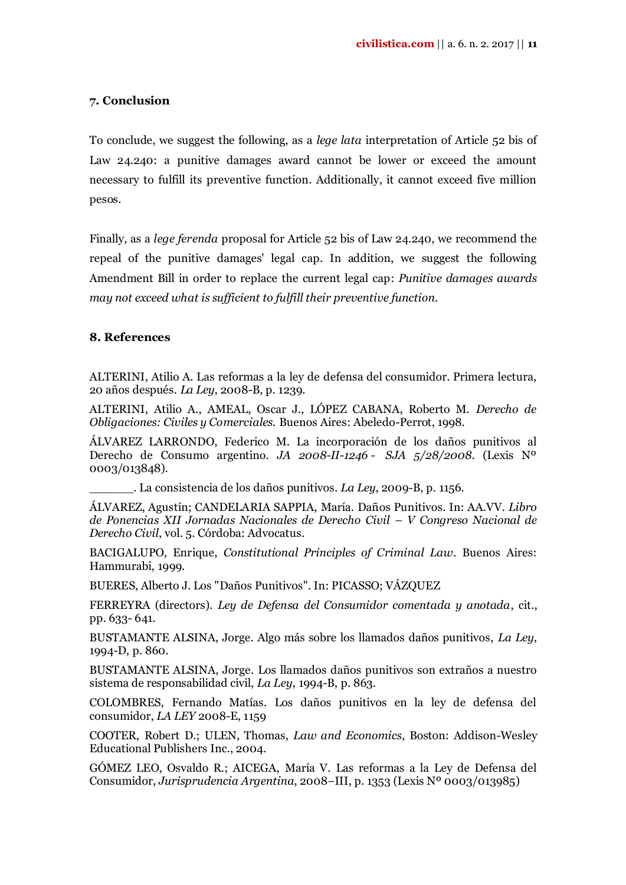## 7. Conclusion

To conclude, we suggest the following, as a *lege lata* interpretation of Article 52 bis of Law 24.240: a punitive damages award cannot be lower or exceed the amount necessary to fulfill its preventive function. Additionally, it cannot exceed five million pesos.

Finally, as a *lege ferenda* proposal for Article 52 bis of Law 24.240, we recommend the repeal of the punitive damages' legal cap. In addition, we suggest the following Amendment Bill in order to replace the current legal cap: *Punitive damages awards may not exceed what is sufficient to fulfill their preventive function.*

## 8. References

ALTERINI, Atilio A. Las reformas a la ley de defensa del consumidor. Primera lectura, 20 años después. *La Ley*, 2008-B, p. 1239.

ALTERINI, Atilio A., AMEAL, Oscar J., LÓPEZ CABANA, Roberto M. *Derecho de Obligaciones: Civiles y Comerciales*. Buenos Aires: Abeledo-Perrot, 1998.

ÁLVAREZ LARRONDO, Federico M. La incorporación de los daños punitivos al Derecho de Consumo argentino. *JA 2008-II-1246 - SJA 5/28/2008*. (Lexis Nº 0003/013848).

______. La consistencia de los daños punitivos. *La Ley*, 2009-B, p. 1156.

ÁLVAREZ, Agustín; CANDELARIA SAPPIA, María. Daños Punitivos. In: AA.VV. *Libro de Ponencias XII Jornadas Nacionales de Derecho Civil – V Congreso Nacional de Derecho Civil*, vol. 5. Córdoba: Advocatus.

BACIGALUPO, Enrique, *Constitutional Principles of Criminal Law*. Buenos Aires: Hammurabi, 1999.

BUERES, Alberto J. Los "Daños Punitivos". In: PICASSO; VÁZQUEZ

FERREYRA (directors). *Ley de Defensa del Consumidor comentada y anotada*, cit., pp. 633- 641.

BUSTAMANTE ALSINA, Jorge. Algo más sobre los llamados daños punitivos, *La Ley*, 1994-D, p. 860.

BUSTAMANTE ALSINA, Jorge. Los llamados daños punitivos son extraños a nuestro sistema de responsabilidad civil, *La Ley*, 1994-B, p. 863.

COLOMBRES, Fernando Matías. Los daños punitivos en la ley de defensa del consumidor, *LA LEY* 2008-E, 1159

COOTER, Robert D.; ULEN, Thomas, *Law and Economics*, Boston: Addison-Wesley Educational Publishers Inc., 2004.

GÓMEZ LEO, Osvaldo R.; AICEGA, María V. Las reformas a la Ley de Defensa del Consumidor, *Jurisprudencia Argentina*, 2008–III, p. 1353 (Lexis Nº 0003/013985)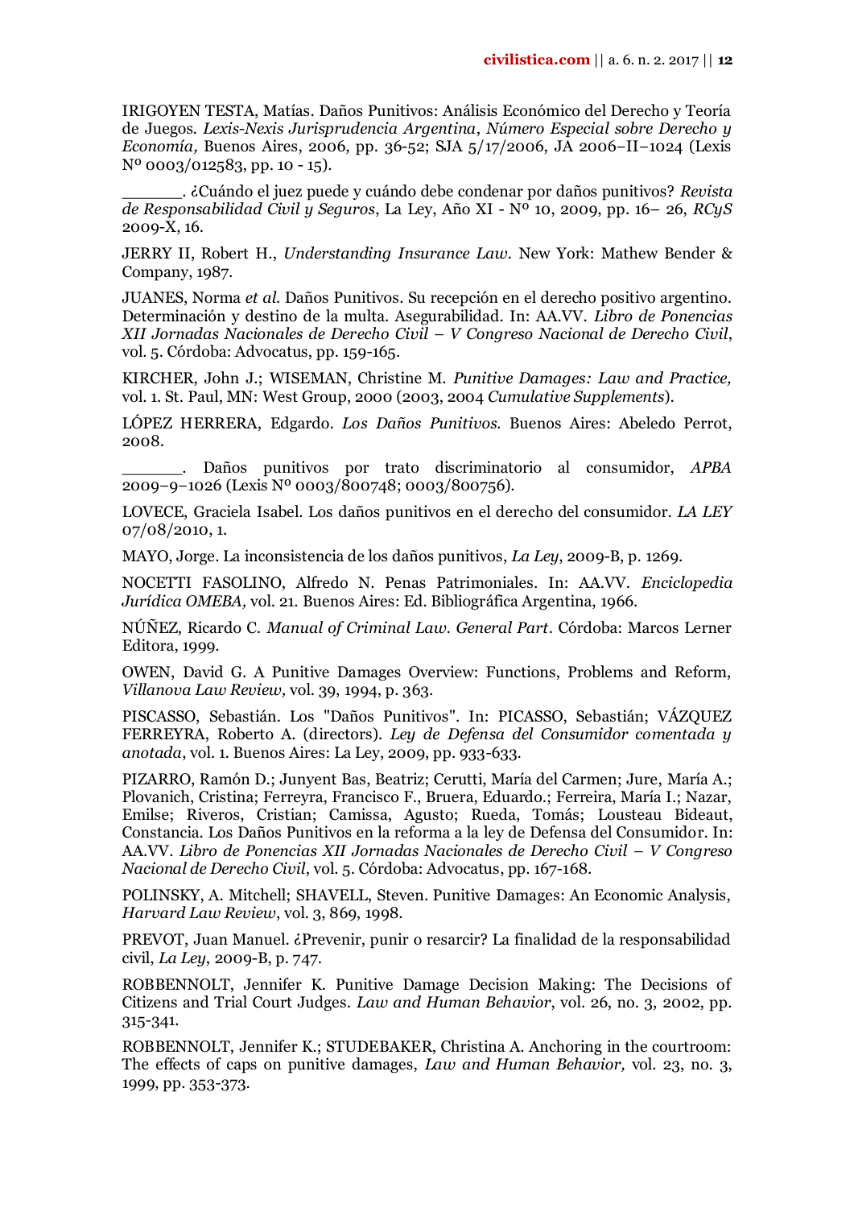IRIGOYEN TESTA, Matías. Daños Punitivos: Análisis Económico del Derecho y Teoría de Juegos. *Lexis-Nexis Jurisprudencia Argentina*, *Número Especial sobre Derecho y Economía,* Buenos Aires, 2006, pp. 36-52; SJA 5/17/2006, JA 2006–II–1024 (Lexis Nº 0003/012583, pp. 10 - 15).

\_\_\_\_\_\_. ¿Cuándo el juez puede y cuándo debe condenar por daños punitivos? *Revista de Responsabilidad Civil y Seguros*, La Ley, Año XI - Nº 10, 2009, pp. 16– 26, *RCyS* 2009-X, 16.

JERRY II, Robert H., *Understanding Insurance Law*. New York: Mathew Bender & Company, 1987.

JUANES, Norma *et al.* Daños Punitivos. Su recepción en el derecho positivo argentino. Determinación y destino de la multa. Asegurabilidad. In: AA.VV. *Libro de Ponencias XII Jornadas Nacionales de Derecho Civil – V Congreso Nacional de Derecho Civil*, vol. 5. Córdoba: Advocatus, pp. 159-165.

KIRCHER, John J.; WISEMAN, Christine M. *Punitive Damages: Law and Practice,* vol. 1. St. Paul, MN: West Group, 2000 (2003, 2004 *Cumulative Supplements*).

LÓPEZ HERRERA, Edgardo. *Los Daños Punitivos*. Buenos Aires: Abeledo Perrot, 2008.

\_\_\_\_\_\_. Daños punitivos por trato discriminatorio al consumidor, *APBA* 2009–9–1026 (Lexis Nº 0003/800748; 0003/800756).

LOVECE, Graciela Isabel. Los daños punitivos en el derecho del consumidor. *LA LEY* 07/08/2010, 1.

MAYO, Jorge. La inconsistencia de los daños punitivos, *La Ley*, 2009-B, p. 1269.

NOCETTI FASOLINO, Alfredo N. Penas Patrimoniales. In: AA.VV. *Enciclopedia Jurídica OMEBA,* vol. 21. Buenos Aires: Ed. Bibliográfica Argentina, 1966.

NÚÑEZ, Ricardo C. *Manual of Criminal Law. General Part*. Córdoba: Marcos Lerner Editora, 1999.

OWEN, David G. A Punitive Damages Overview: Functions, Problems and Reform, *Villanova Law Review,* vol. 39, 1994, p. 363.

PISCASSO, Sebastián. Los "Daños Punitivos". In: PICASSO, Sebastián; VÁZQUEZ FERREYRA, Roberto A. (directors). *Ley de Defensa del Consumidor comentada y anotada*, vol. 1. Buenos Aires: La Ley, 2009, pp. 933-633.

PIZARRO, Ramón D.; Junyent Bas, Beatriz; Cerutti, María del Carmen; Jure, María A.; Plovanich, Cristina; Ferreyra, Francisco F., Bruera, Eduardo.; Ferreira, María I.; Nazar, Emilse; Riveros, Cristian; Camissa, Agusto; Rueda, Tomás; Lousteau Bideaut, Constancia. Los Daños Punitivos en la reforma a la ley de Defensa del Consumidor. In: AA.VV. *Libro de Ponencias XII Jornadas Nacionales de Derecho Civil – V Congreso Nacional de Derecho Civil*, vol. 5. Córdoba: Advocatus, pp. 167-168.

POLINSKY, A. Mitchell; SHAVELL, Steven. Punitive Damages: An Economic Analysis, *Harvard Law Review*, vol. 3, 869, 1998.

PREVOT, Juan Manuel. ¿Prevenir, punir o resarcir? La finalidad de la responsabilidad civil, *La Ley*, 2009-B, p. 747.

ROBBENNOLT, Jennifer K. Punitive Damage Decision Making: The Decisions of Citizens and Trial Court Judges. *Law and Human Behavior*, vol. 26, no. 3, 2002, pp. 315-341.

ROBBENNOLT, Jennifer K.; STUDEBAKER, Christina A. Anchoring in the courtroom: The effects of caps on punitive damages, *Law and Human Behavior,* vol. 23, no. 3, 1999, pp. 353-373.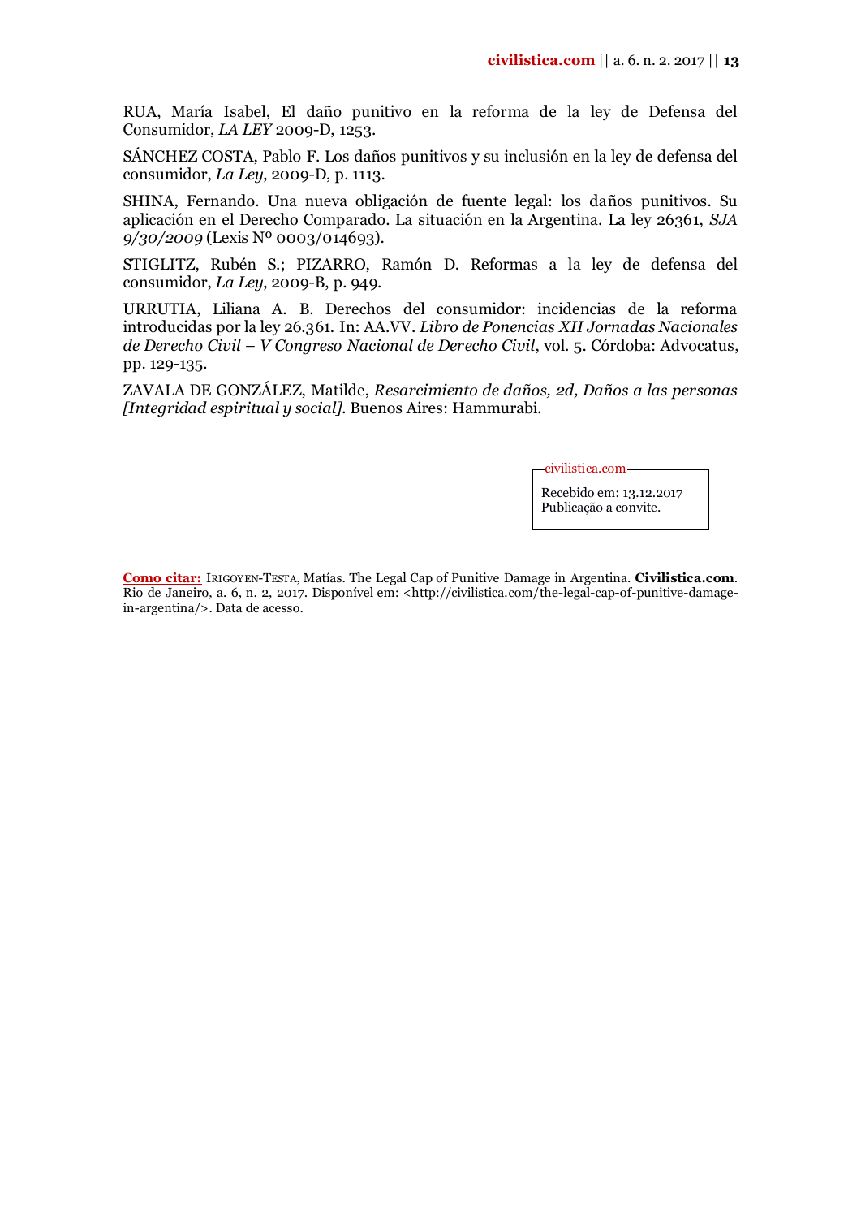RUA, María Isabel, El daño punitivo en la reforma de la ley de Defensa del Consumidor, *LA LEY* 2009-D, 1253.

SÁNCHEZ COSTA, Pablo F. Los daños punitivos y su inclusión en la ley de defensa del consumidor, *La Ley*, 2009-D, p. 1113.

SHINA, Fernando. Una nueva obligación de fuente legal: los daños punitivos. Su aplicación en el Derecho Comparado. La situación en la Argentina. La ley 26361, *SJA 9/30/2009* (Lexis Nº 0003/014693).

STIGLITZ, Rubén S.; PIZARRO, Ramón D. Reformas a la ley de defensa del consumidor, *La Ley*, 2009-B, p. 949.

URRUTIA, Liliana A. B. Derechos del consumidor: incidencias de la reforma introducidas por la ley 26.361. In: AA.VV. *Libro de Ponencias XII Jornadas Nacionales de Derecho Civil – V Congreso Nacional de Derecho Civil*, vol. 5. Córdoba: Advocatus, pp. 129-135.

ZAVALA DE GONZÁLEZ, Matilde, *Resarcimiento de daños, 2d, Daños a las personas [Integridad espiritual y social]*. Buenos Aires: Hammurabi.

civilistica.com

Recebido em: 13.12.2017
Publicação a convite.

**Como citar:** IRIGOYEN-TESTA, Matías. The Legal Cap of Punitive Damage in Argentina. **Civilistica.com**. Rio de Janeiro, a. 6, n. 2, 2017. Disponível em: <http://civilistica.com/the-legal-cap-of-punitive-damage-in-argentina/>. Data de acesso.